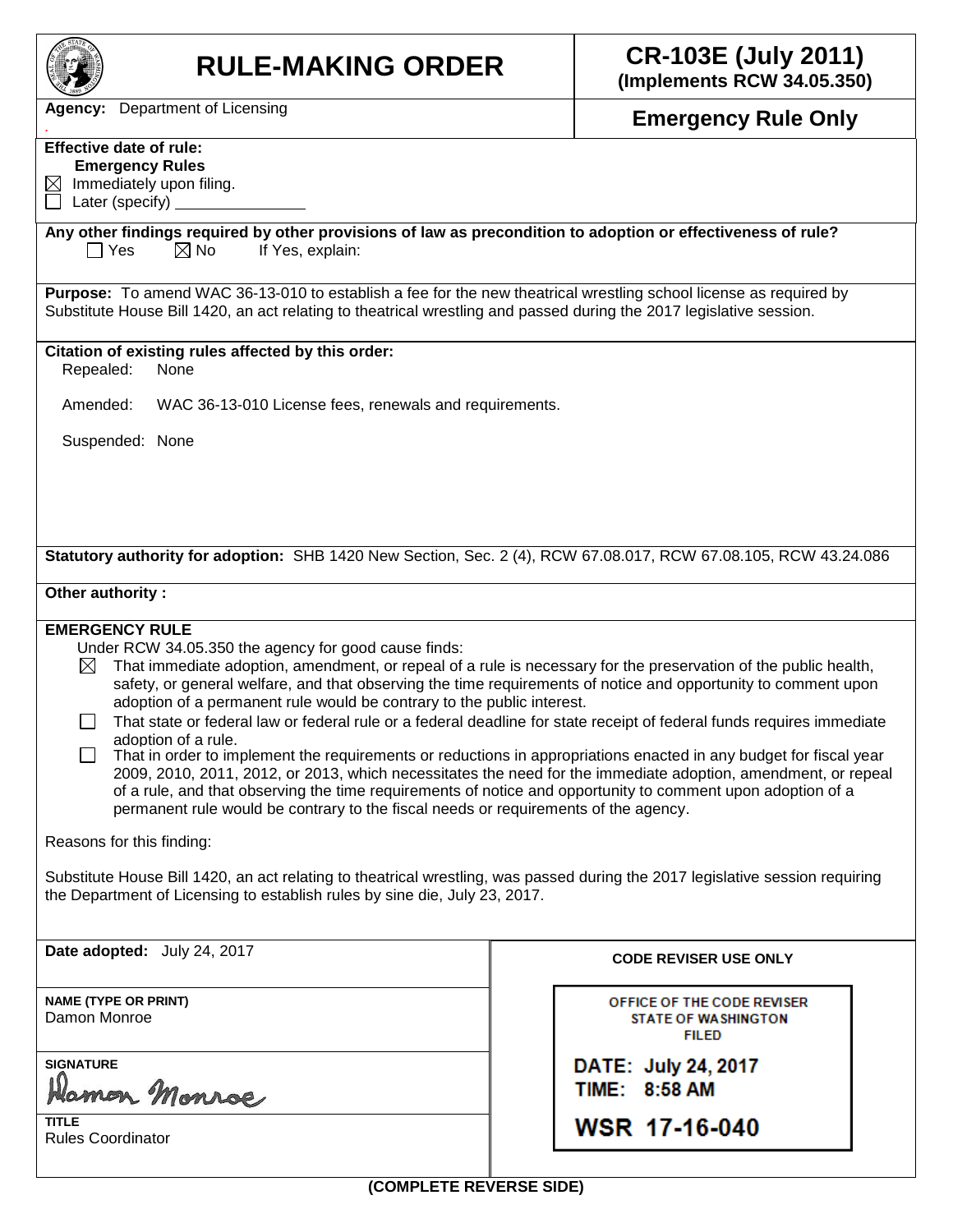# RULE-MAKING ORDER

**CR-103E (July 2011)**
**(Implements RCW 34.05.350)**

**Agency:** Department of Licensing

**Emergency Rule Only**

**Effective date of rule:**
**Emergency Rules**
☒ Immediately upon filing.
☐ Later (specify) ______________

**Any other findings required by other provisions of law as precondition to adoption or effectiveness of rule?**
☐ Yes ☒ No If Yes, explain:

**Purpose:** To amend WAC 36-13-010 to establish a fee for the new theatrical wrestling school license as required by Substitute House Bill 1420, an act relating to theatrical wrestling and passed during the 2017 legislative session.

**Citation of existing rules affected by this order:**

Repealed: None

Amended: WAC 36-13-010 License fees, renewals and requirements.

Suspended: None

**Statutory authority for adoption:** SHB 1420 New Section, Sec. 2 (4), RCW 67.08.017, RCW 67.08.105, RCW 43.24.086

**Other authority :**

**EMERGENCY RULE**

Under RCW 34.05.350 the agency for good cause finds:

☒ That immediate adoption, amendment, or repeal of a rule is necessary for the preservation of the public health, safety, or general welfare, and that observing the time requirements of notice and opportunity to comment upon adoption of a permanent rule would be contrary to the public interest.

☐ That state or federal law or federal rule or a federal deadline for state receipt of federal funds requires immediate adoption of a rule.

☐ That in order to implement the requirements or reductions in appropriations enacted in any budget for fiscal year 2009, 2010, 2011, 2012, or 2013, which necessitates the need for the immediate adoption, amendment, or repeal of a rule, and that observing the time requirements of notice and opportunity to comment upon adoption of a permanent rule would be contrary to the fiscal needs or requirements of the agency.

Reasons for this finding:

Substitute House Bill 1420, an act relating to theatrical wrestling, was passed during the 2017 legislative session requiring the Department of Licensing to establish rules by sine die, July 23, 2017.

**Date adopted:** July 24, 2017

**NAME (TYPE OR PRINT)**
Damon Monroe

**SIGNATURE**
Damon Monroe

**TITLE**
Rules Coordinator

**CODE REVISER USE ONLY**

OFFICE OF THE CODE REVISER
STATE OF WASHINGTON
FILED

DATE: July 24, 2017
TIME: 8:58 AM

WSR 17-16-040

**(COMPLETE REVERSE SIDE)**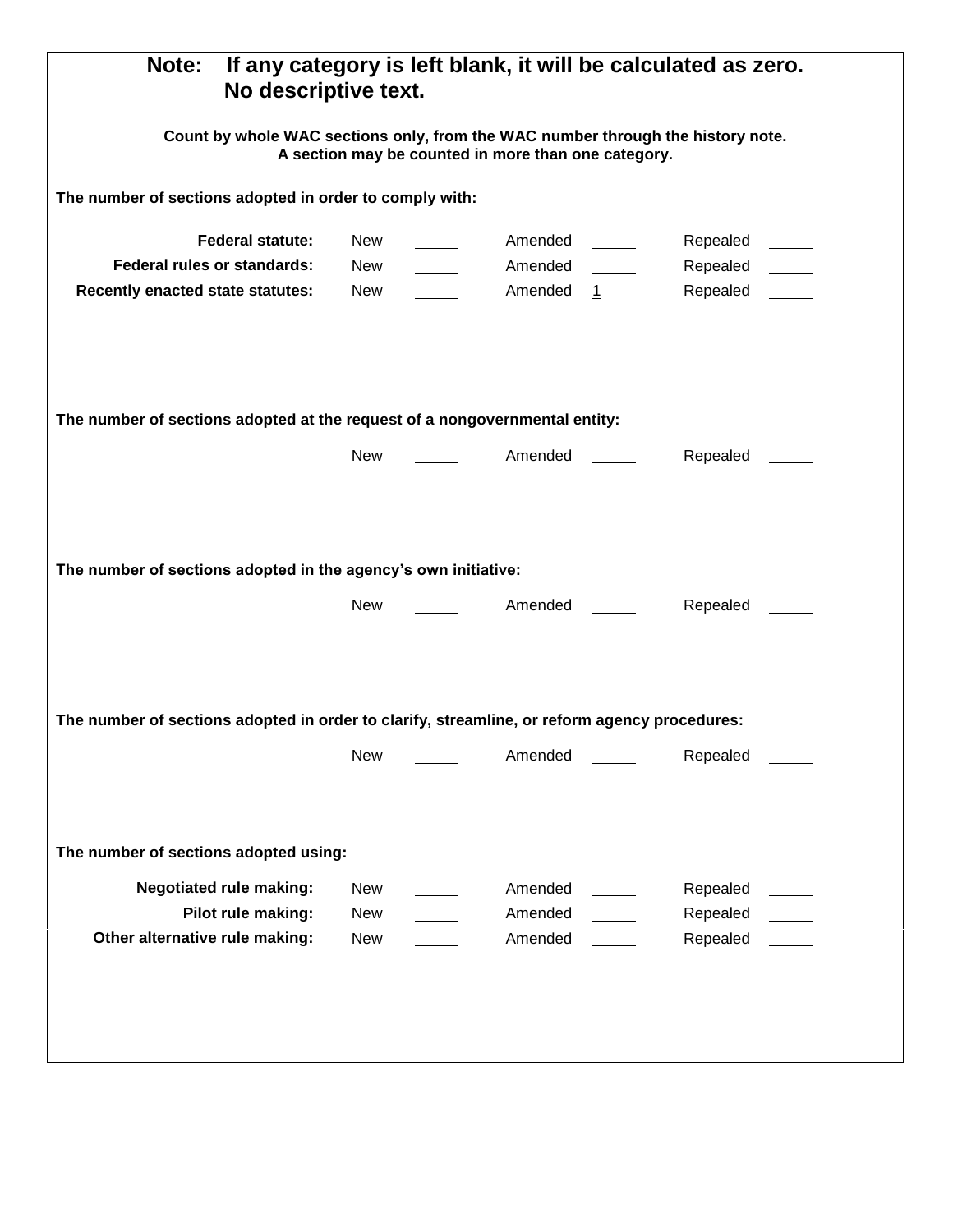**Note: If any category is left blank, it will be calculated as zero. No descriptive text.**

**Count by whole WAC sections only, from the WAC number through the history note. A section may be counted in more than one category.**

**The number of sections adopted in order to comply with:**

| | | | | | | |
|---|---|---|---|---|---|---|
| **Federal statute:** | New | ____ | Amended | ____ | Repealed | ____ |
| **Federal rules or standards:** | New | ____ | Amended | ____ | Repealed | ____ |
| **Recently enacted state statutes:** | New | ____ | Amended | 1 | Repealed | ____ |

**The number of sections adopted at the request of a nongovernmental entity:**

| | | | | | |
|---|---|---|---|---|---|
| New | ____ | Amended | ____ | Repealed | ____ |

**The number of sections adopted in the agency's own initiative:**

| | | | | | |
|---|---|---|---|---|---|
| New | ____ | Amended | ____ | Repealed | ____ |

**The number of sections adopted in order to clarify, streamline, or reform agency procedures:**

| | | | | | |
|---|---|---|---|---|---|
| New | ____ | Amended | ____ | Repealed | ____ |

**The number of sections adopted using:**

| | | | | | | |
|---|---|---|---|---|---|---|
| **Negotiated rule making:** | New | ____ | Amended | ____ | Repealed | ____ |
| **Pilot rule making:** | New | ____ | Amended | ____ | Repealed | ____ |
| **Other alternative rule making:** | New | ____ | Amended | ____ | Repealed | ____ |